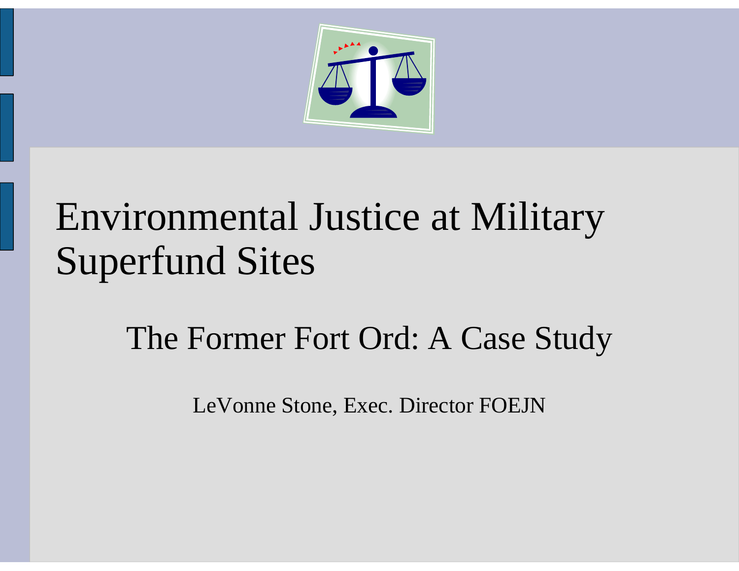# Environmental Justice at Military Superfund Sites

## The Former Fort Ord: A Case Study

LeVonne Stone, Exec. Director FOEJN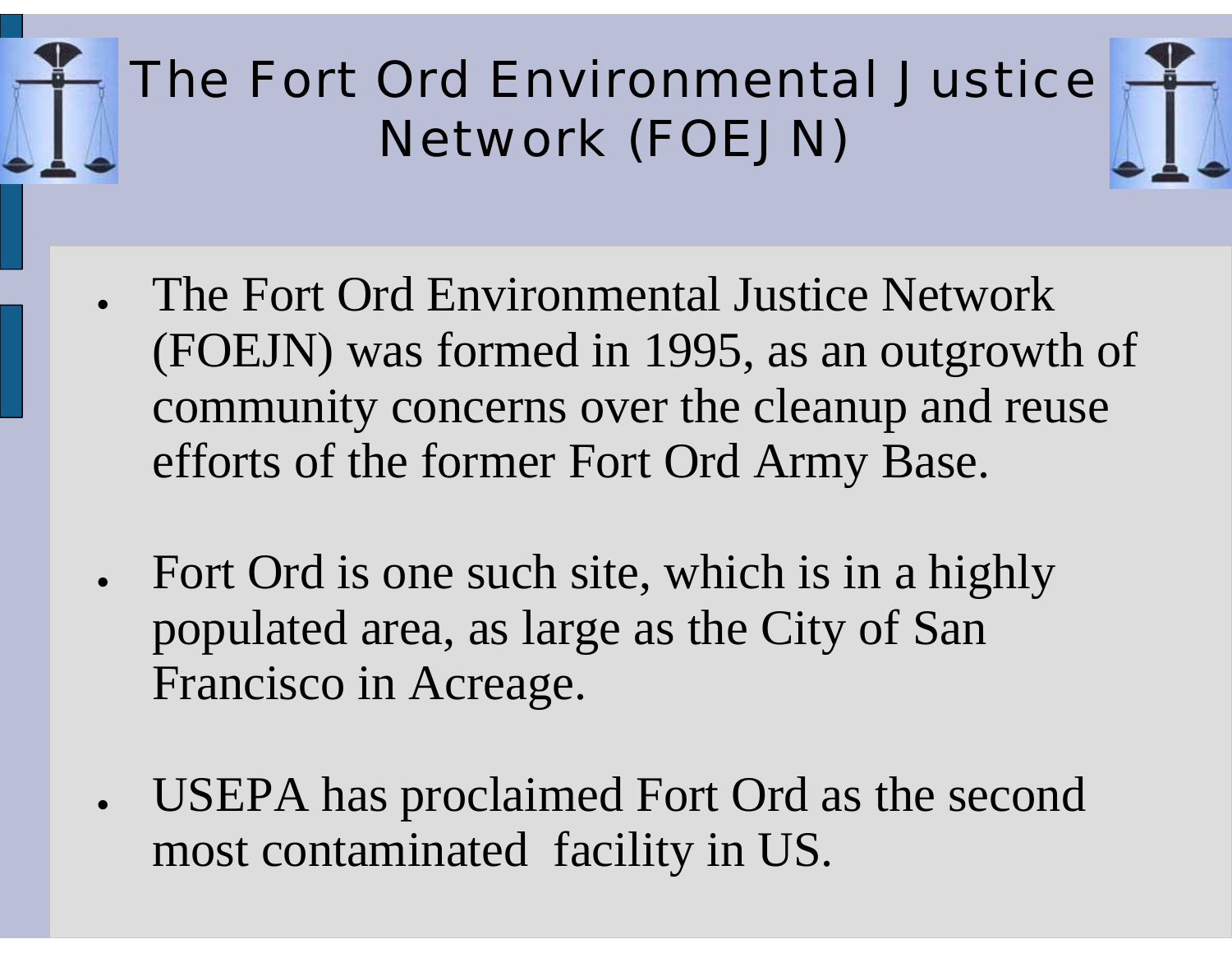# The Fort Ord Environmental Justice Network (FOEJN)

- The Fort Ord Environmental Justice Network (FOEJN) was formed in 1995, as an outgrowth of community concerns over the cleanup and reuse efforts of the former Fort Ord Army Base.
- Fort Ord is one such site, which is in a highly populated area, as large as the City of San Francisco in Acreage.
- USEPA has proclaimed Fort Ord as the second most contaminated facility in US.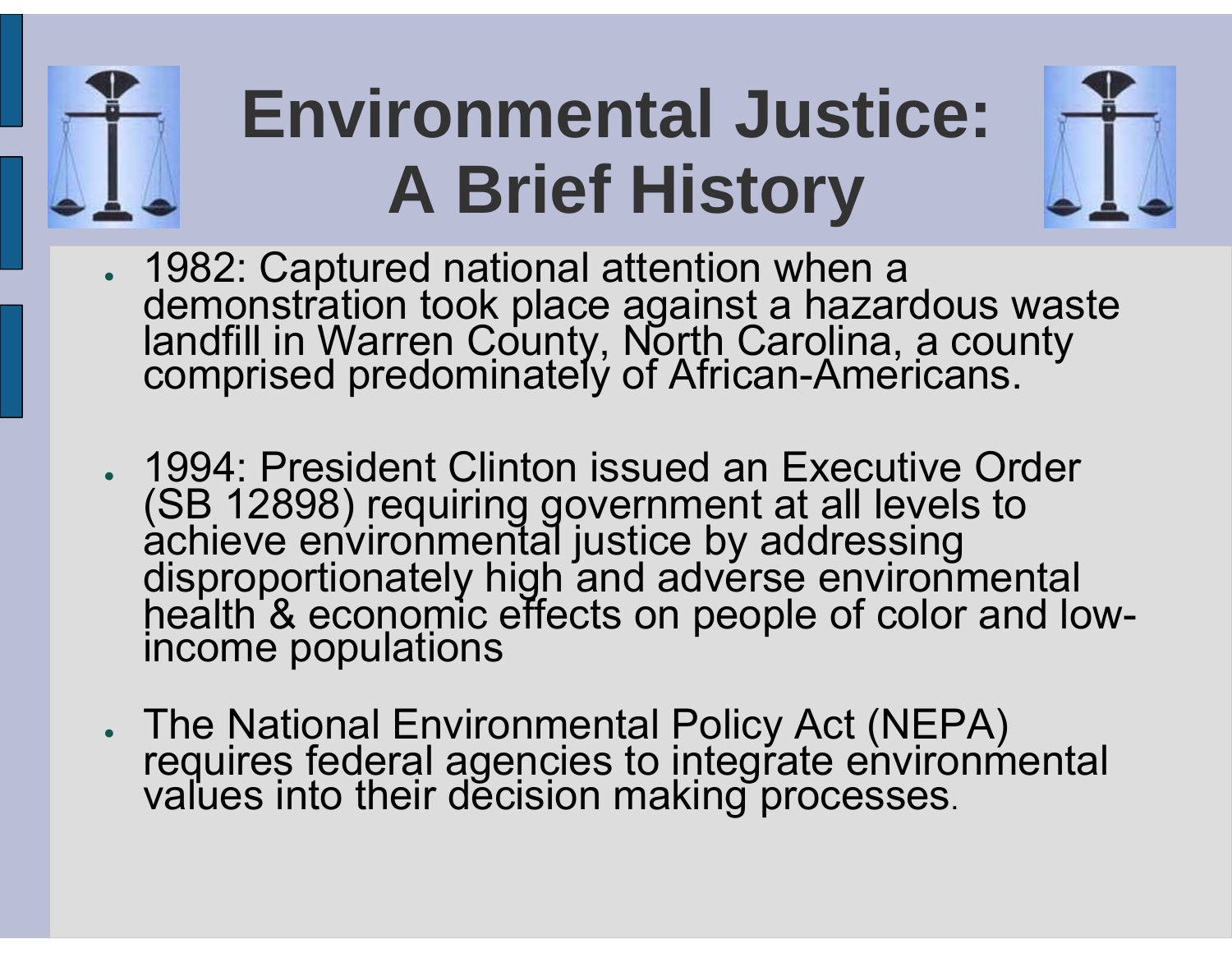# Environmental Justice: A Brief History

- 1982: Captured national attention when a demonstration took place against a hazardous waste landfill in Warren County, North Carolina, a county comprised predominately of African-Americans.

- 1994: President Clinton issued an Executive Order (SB 12898) requiring government at all levels to achieve environmental justice by addressing disproportionately high and adverse environmental health & economic effects on people of color and low-income populations

- The National Environmental Policy Act (NEPA) requires federal agencies to integrate environmental values into their decision making processes.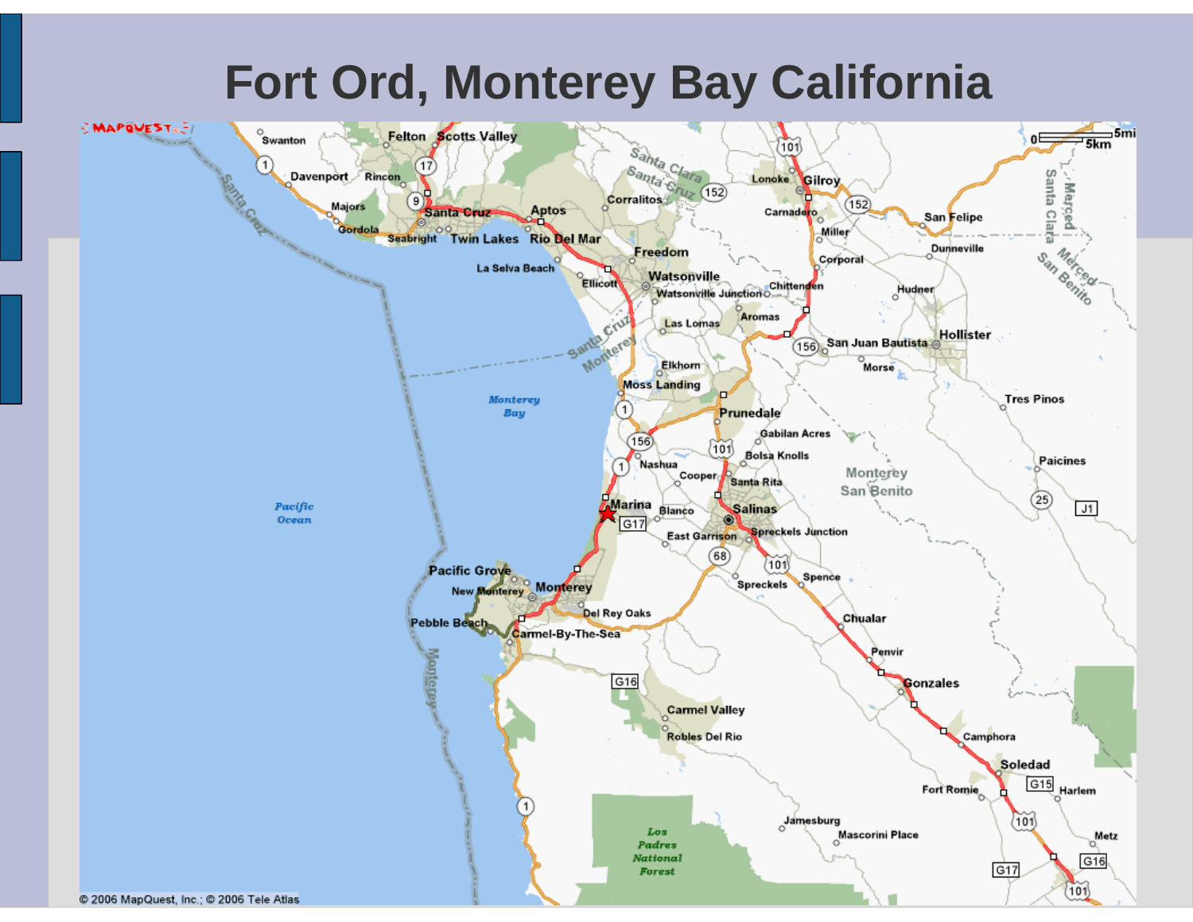# Fort Ord, Monterey Bay California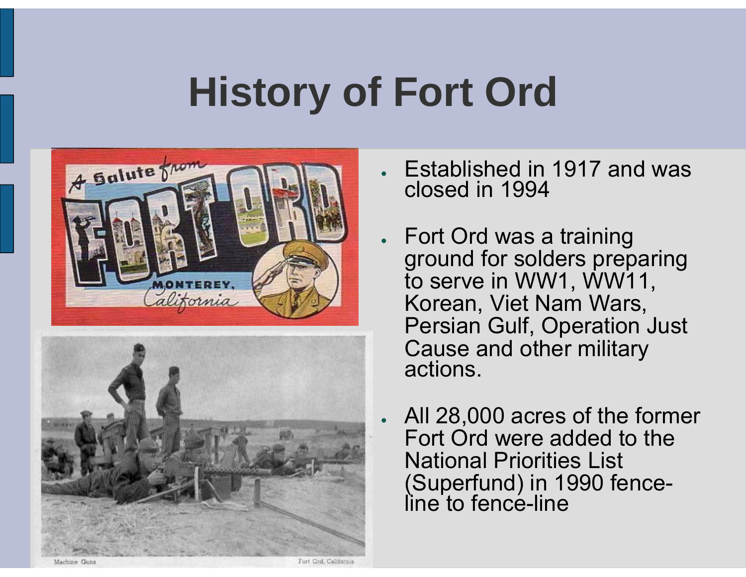# History of Fort Ord

- Established in 1917 and was closed in 1994
- Fort Ord was a training ground for solders preparing to serve in WW1, WW11, Korean, Viet Nam Wars, Persian Gulf, Operation Just Cause and other military actions.
- All 28,000 acres of the former Fort Ord were added to the National Priorities List (Superfund) in 1990 fence-line to fence-line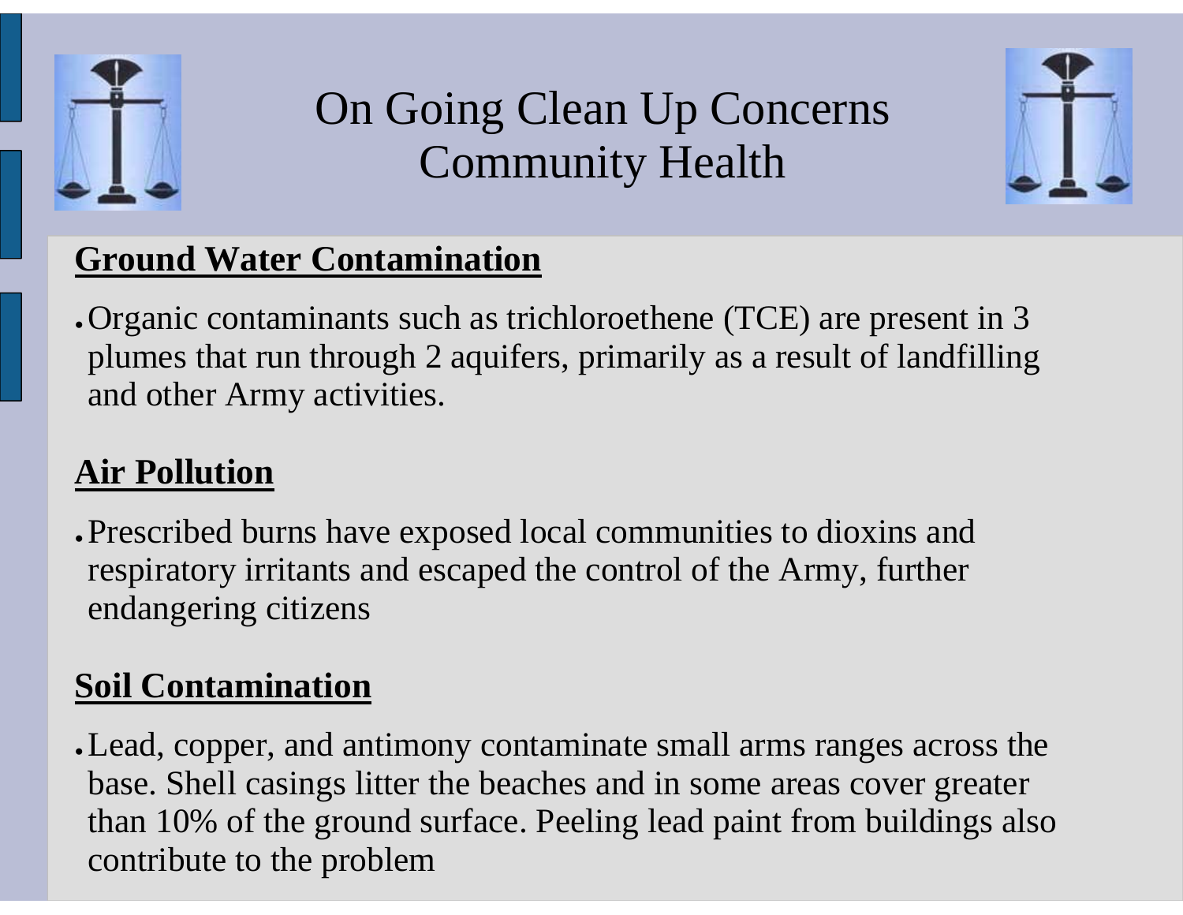# On Going Clean Up Concerns
# Community Health

**Ground Water Contamination**

- Organic contaminants such as trichloroethene (TCE) are present in 3 plumes that run through 2 aquifers, primarily as a result of landfilling and other Army activities.

**Air Pollution**

- Prescribed burns have exposed local communities to dioxins and respiratory irritants and escaped the control of the Army, further endangering citizens

**Soil Contamination**

- Lead, copper, and antimony contaminate small arms ranges across the base. Shell casings litter the beaches and in some areas cover greater than 10% of the ground surface. Peeling lead paint from buildings also contribute to the problem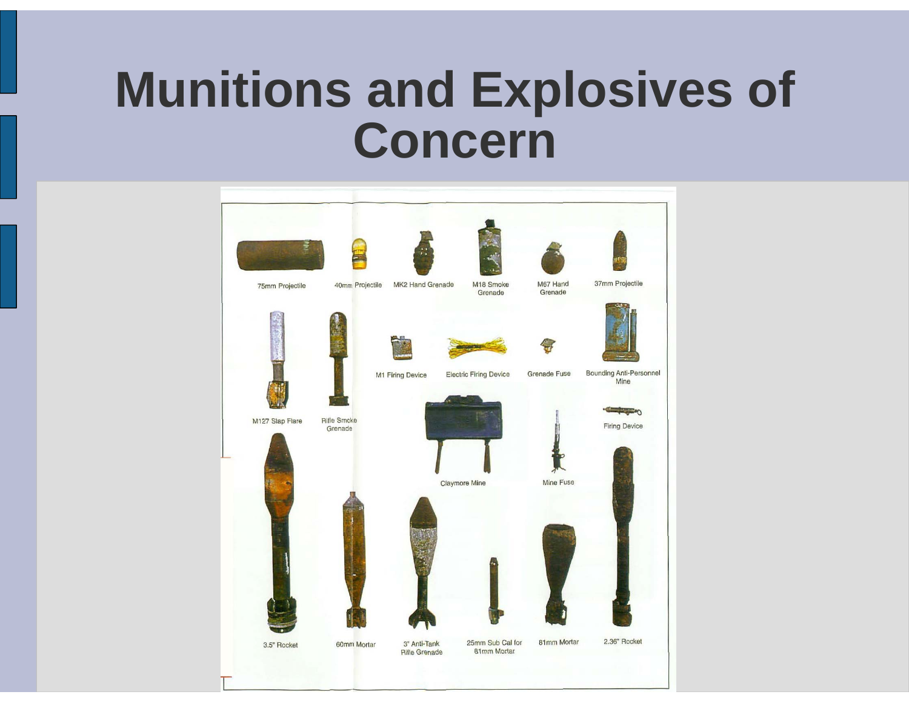# Munitions and Explosives of Concern

75mm Projectile

40mm Projectile

MK2 Hand Grenade

M18 Smoke Grenade

M67 Hand Grenade

37mm Projectile

M127 Slap Flare

Rifle Smoke Grenade

M1 Firing Device

Electric Firing Device

Grenade Fuse

Bounding Anti-Personnel Mine

Firing Device

Claymore Mine

Mine Fuse

3.5" Rocket

60mm Mortar

3" Anti-Tank Rifle Grenade

25mm Sub Cal for 81mm Mortar

81mm Mortar

2.36" Rocket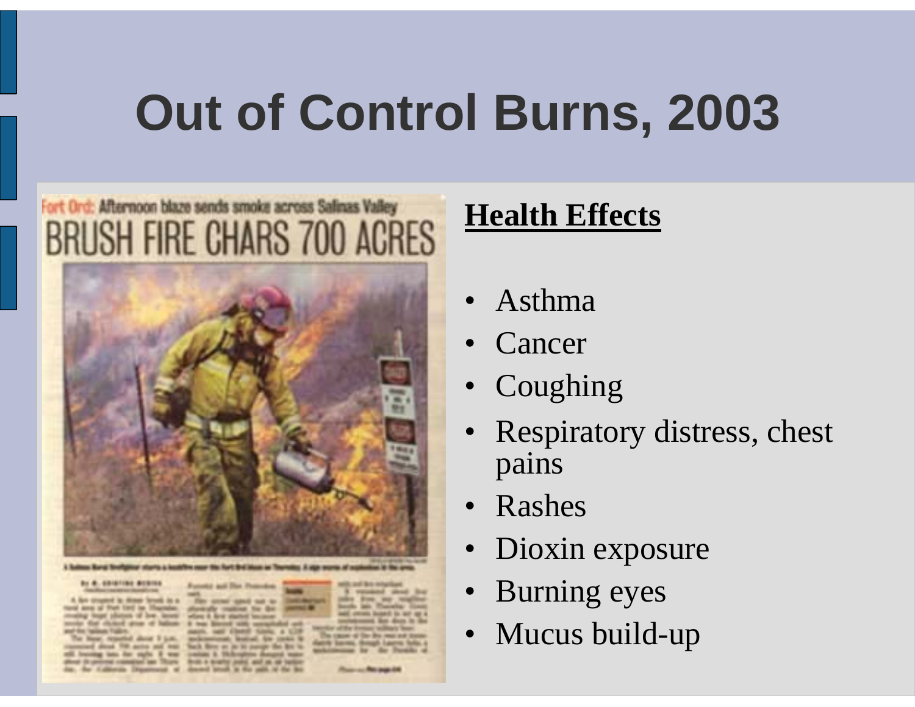# Out of Control Burns, 2003

**Health Effects**

- Asthma
- Cancer
- Coughing
- Respiratory distress, chest pains
- Rashes
- Dioxin exposure
- Burning eyes
- Mucus build-up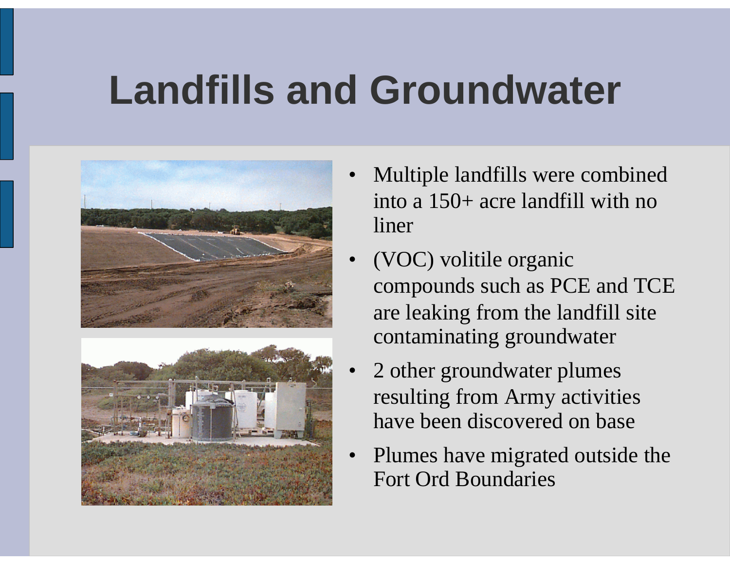# Landfills and Groundwater

- Multiple landfills were combined into a 150+ acre landfill with no liner
- (VOC) volitile organic compounds such as PCE and TCE are leaking from the landfill site contaminating groundwater
- 2 other groundwater plumes resulting from Army activities have been discovered on base
- Plumes have migrated outside the Fort Ord Boundaries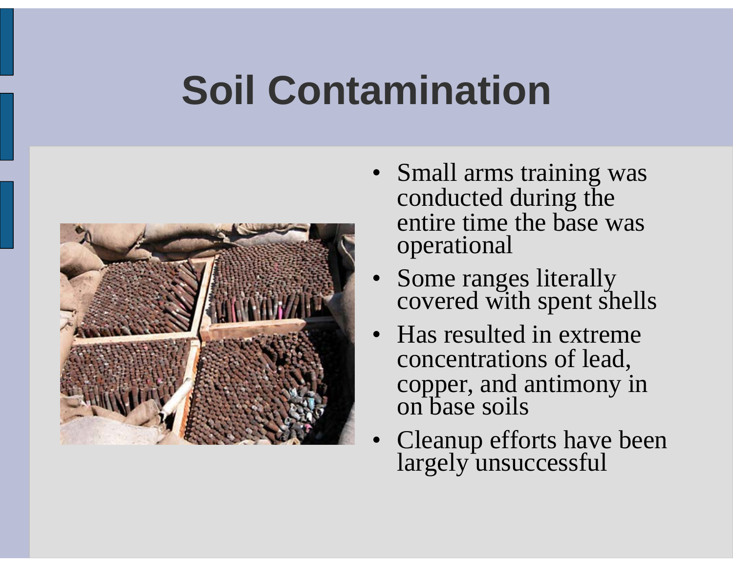# Soil Contamination

- Small arms training was conducted during the entire time the base was operational
- Some ranges literally covered with spent shells
- Has resulted in extreme concentrations of lead, copper, and antimony in on base soils
- Cleanup efforts have been largely unsuccessful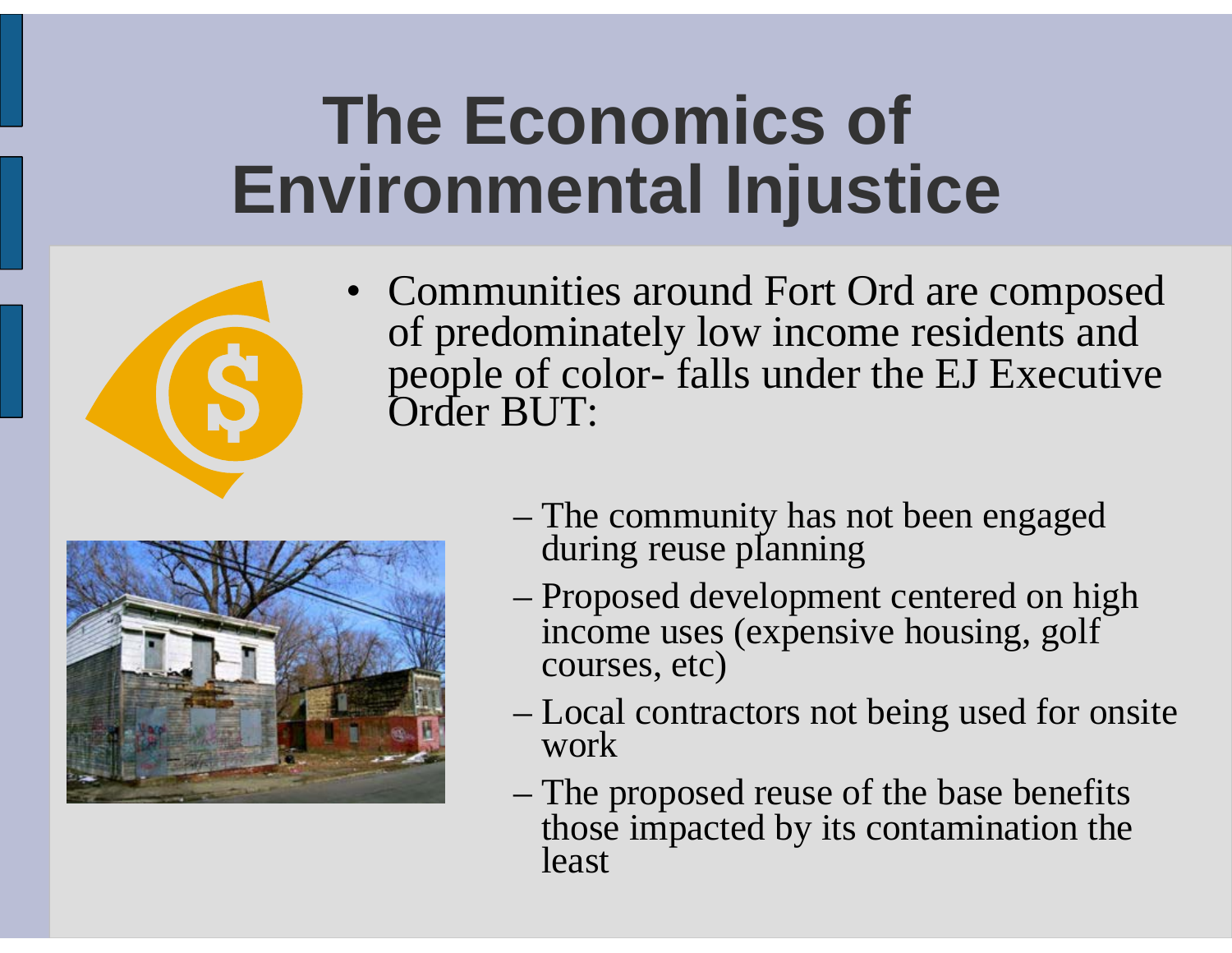# The Economics of Environmental Injustice

- Communities around Fort Ord are composed of predominately low income residents and people of color- falls under the EJ Executive Order BUT:
  - The community has not been engaged during reuse planning
  - Proposed development centered on high income uses (expensive housing, golf courses, etc)
  - Local contractors not being used for onsite work
  - The proposed reuse of the base benefits those impacted by its contamination the least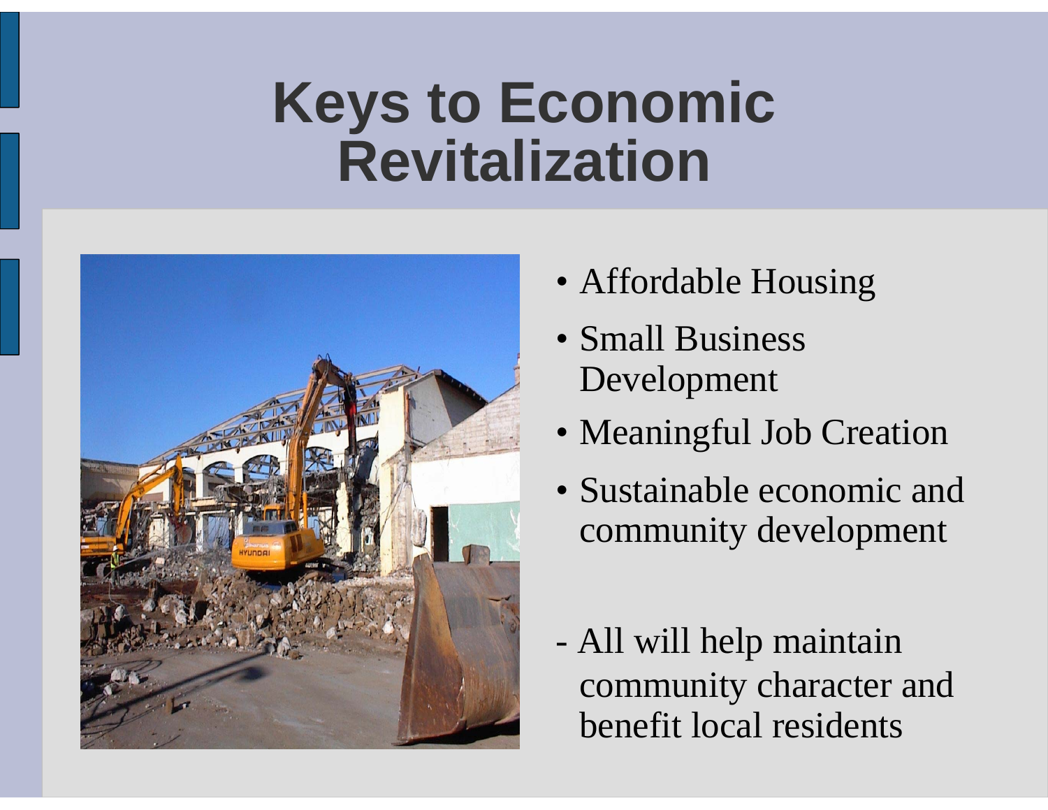# Keys to Economic Revitalization

- Affordable Housing
- Small Business Development
- Meaningful Job Creation
- Sustainable economic and community development

- All will help maintain community character and benefit local residents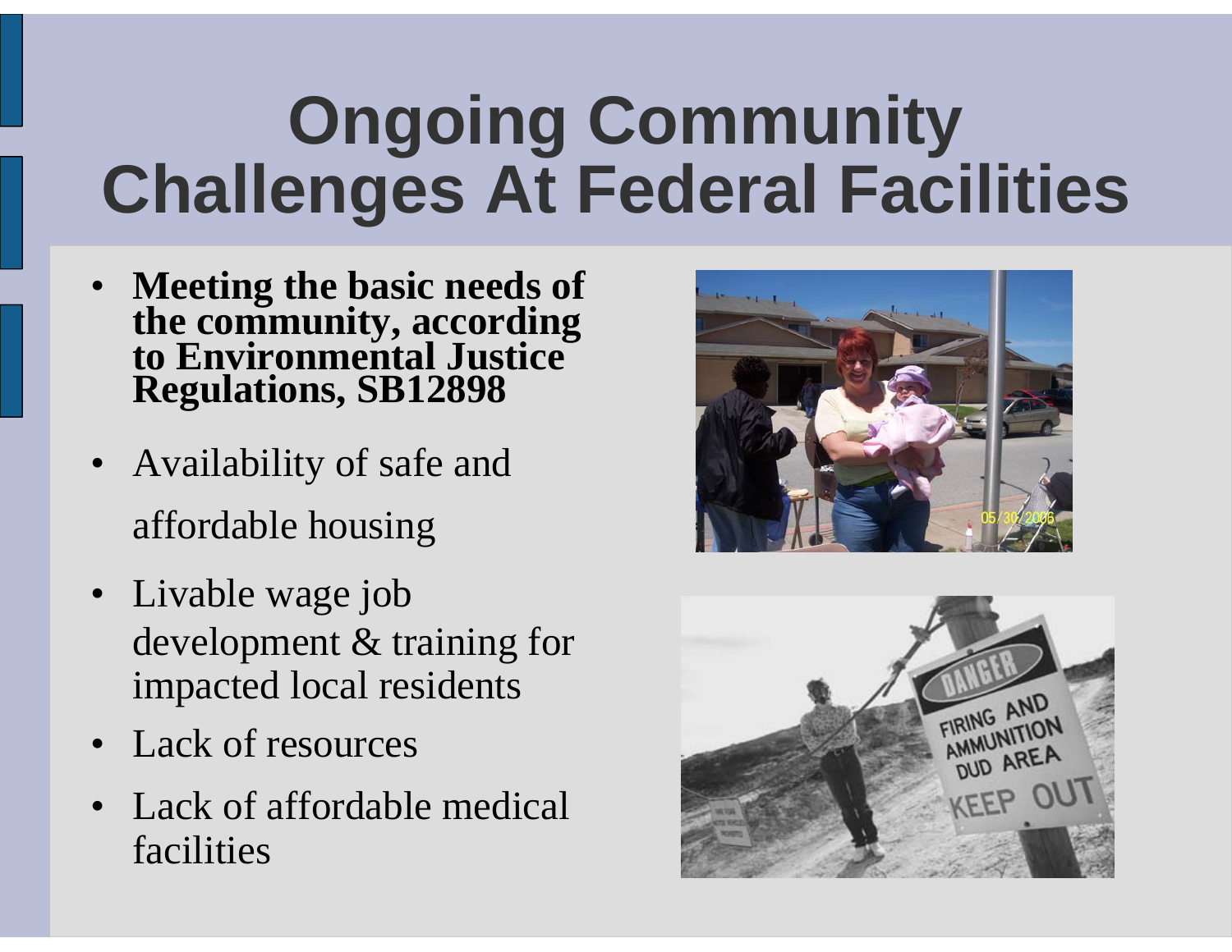# Ongoing Community Challenges At Federal Facilities

- **Meeting the basic needs of the community, according to Environmental Justice Regulations, SB12898**
- Availability of safe and affordable housing
- Livable wage job development & training for impacted local residents
- Lack of resources
- Lack of affordable medical facilities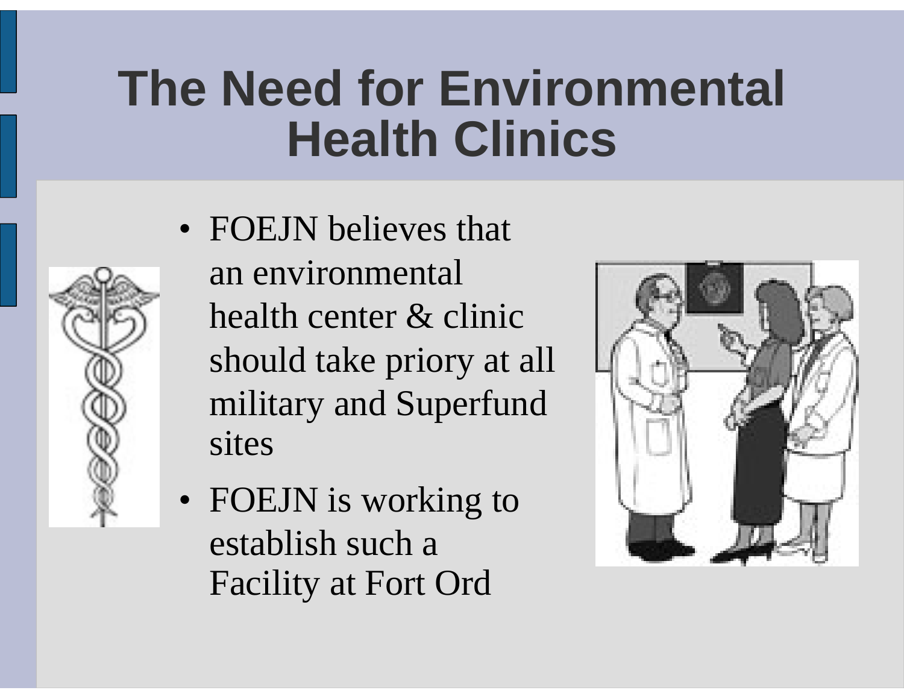# The Need for Environmental Health Clinics

- FOEJN believes that an environmental health center & clinic should take priory at all military and Superfund sites
- FOEJN is working to establish such a Facility at Fort Ord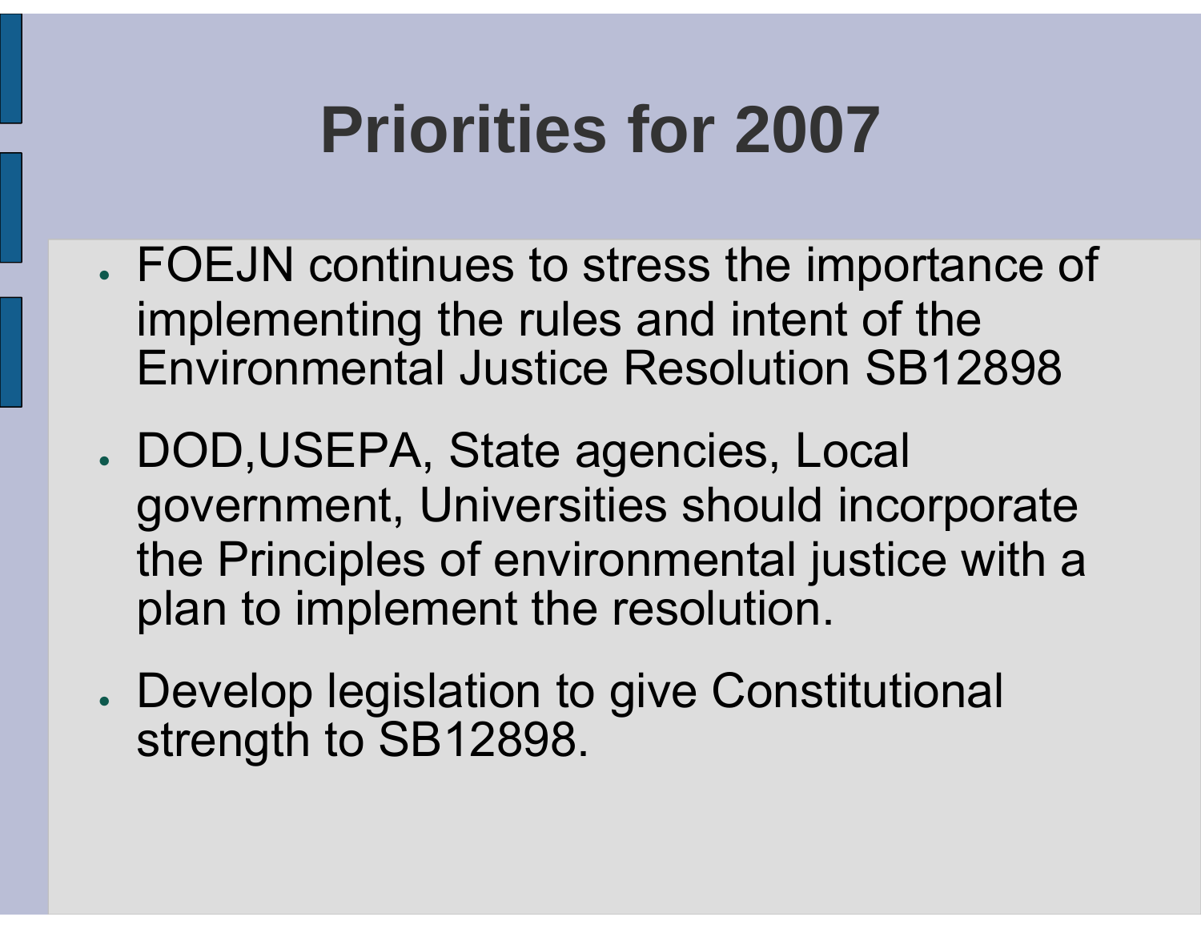# Priorities for 2007

- FOEJN continues to stress the importance of implementing the rules and intent of the Environmental Justice Resolution SB12898
- DOD,USEPA, State agencies, Local government, Universities should incorporate the Principles of environmental justice with a plan to implement the resolution.
- Develop legislation to give Constitutional strength to SB12898.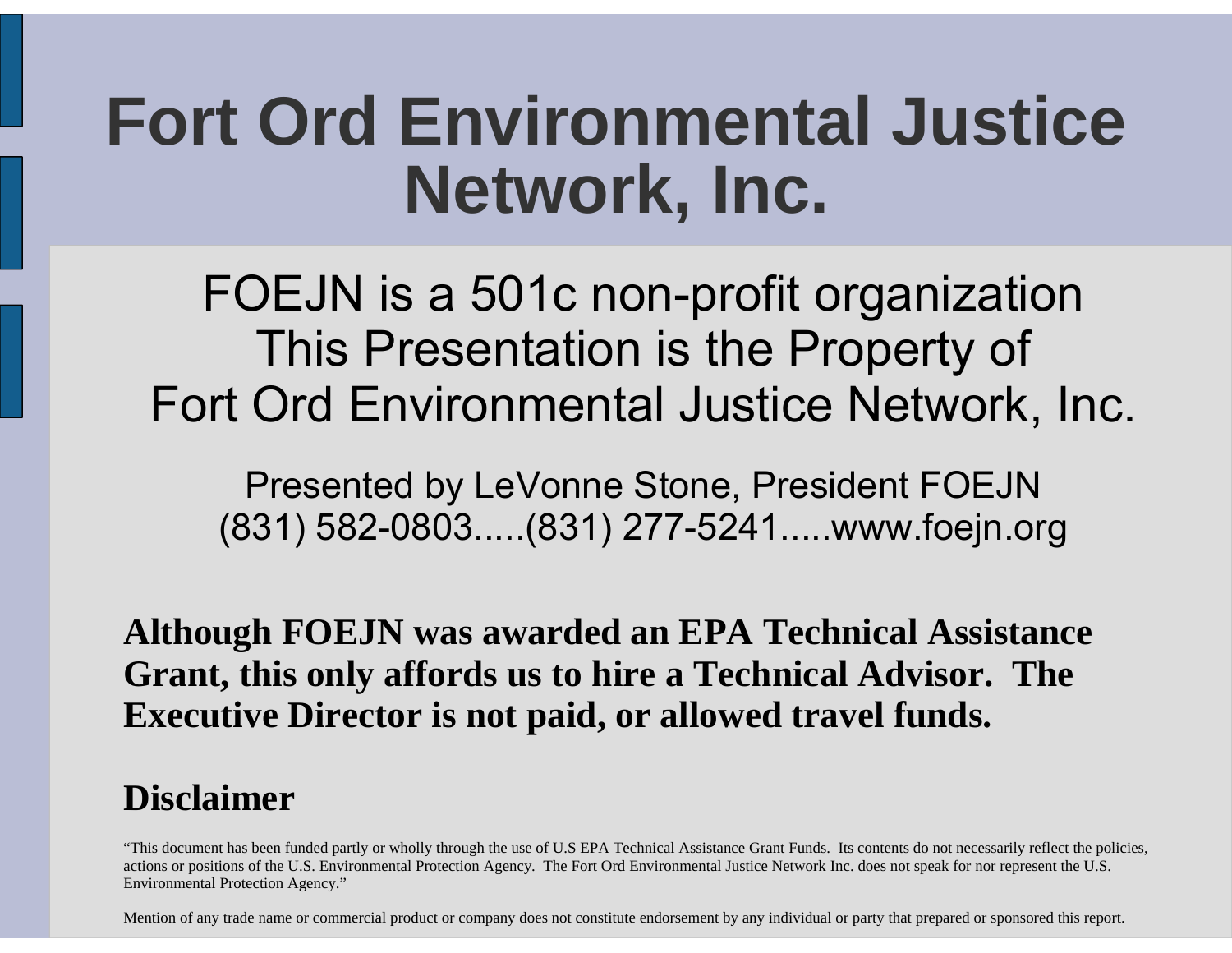# Fort Ord Environmental Justice Network, Inc.

FOEJN is a 501c non-profit organization
This Presentation is the Property of
Fort Ord Environmental Justice Network, Inc.

Presented by LeVonne Stone, President FOEJN
(831) 582-0803.....(831) 277-5241.....www.foejn.org

**Although FOEJN was awarded an EPA Technical Assistance Grant, this only affords us to hire a Technical Advisor. The Executive Director is not paid, or allowed travel funds.**

## Disclaimer

"This document has been funded partly or wholly through the use of U.S EPA Technical Assistance Grant Funds. Its contents do not necessarily reflect the policies, actions or positions of the U.S. Environmental Protection Agency. The Fort Ord Environmental Justice Network Inc. does not speak for nor represent the U.S. Environmental Protection Agency."

Mention of any trade name or commercial product or company does not constitute endorsement by any individual or party that prepared or sponsored this report.